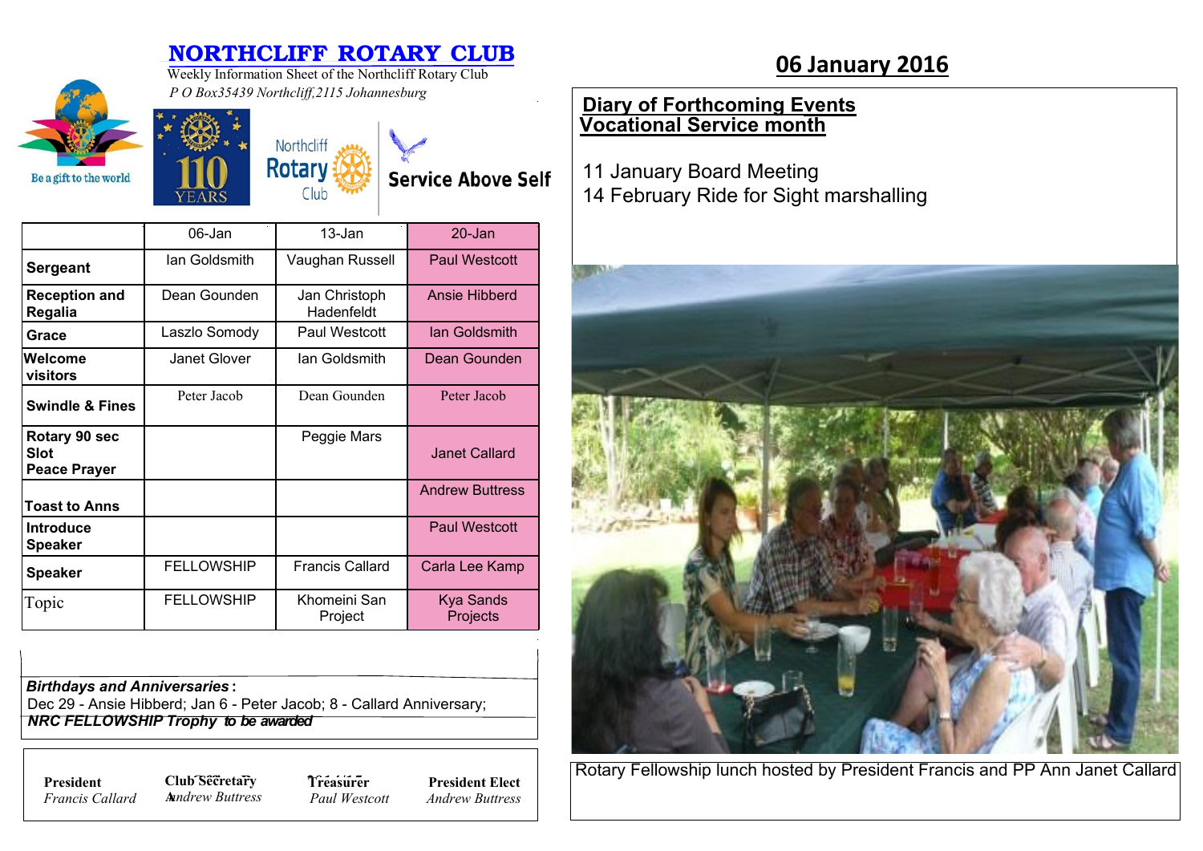# NORTHCLIFF ROTARY CLUB

Weekly Information Sheet of the Northcliff Rotary Club

*P O Box35439 Northcliff,2115 Johannesburg*

Be a gift to the world

110 YEARS

Northcliff Rotary Club

Service Above Self

## 06 January 2016

|  | 06-Jan | 13-Jan | 20-Jan |
|---|---|---|---|
| **Sergeant** | Ian Goldsmith | Vaughan Russell | Paul Westcott |
| **Reception and Regalia** | Dean Gounden | Jan Christoph Hadenfeldt | Ansie Hibberd |
| **Grace** | Laszlo Somody | Paul Westcott | Ian Goldsmith |
| **Welcome visitors** | Janet Glover | Ian Goldsmith | Dean Gounden |
| **Swindle & Fines** | Peter Jacob | Dean Gounden | Peter Jacob |
| **Rotary 90 sec Slot Peace Prayer** |  | Peggie Mars | Janet Callard |
| **Toast to Anns** |  |  | Andrew Buttress |
| **Introduce Speaker** |  |  | Paul Westcott |
| **Speaker** | FELLOWSHIP | Francis Callard | Carla Lee Kamp |
| Topic | FELLOWSHIP | Khomeini San Project | Kya Sands Projects |

***Birthdays and Anniversaries*:**
Dec 29 - Ansie Hibberd; Jan 6 - Peter Jacob; 8 - Callard Anniversary;
***NRC FELLOWSHIP Trophy** to be awarded*

| **President** | **Club Secretary** | **Treasurer** | **President Elect** |
|---|---|---|---|
| *Francis Callard* | *Andrew Buttress* | *Paul Westcott* | *Andrew Buttress* |

## Diary of Forthcoming Events
## Vocational Service month

11 January Board Meeting
14 February Ride for Sight marshalling

Rotary Fellowship lunch hosted by President Francis and PP Ann Janet Callard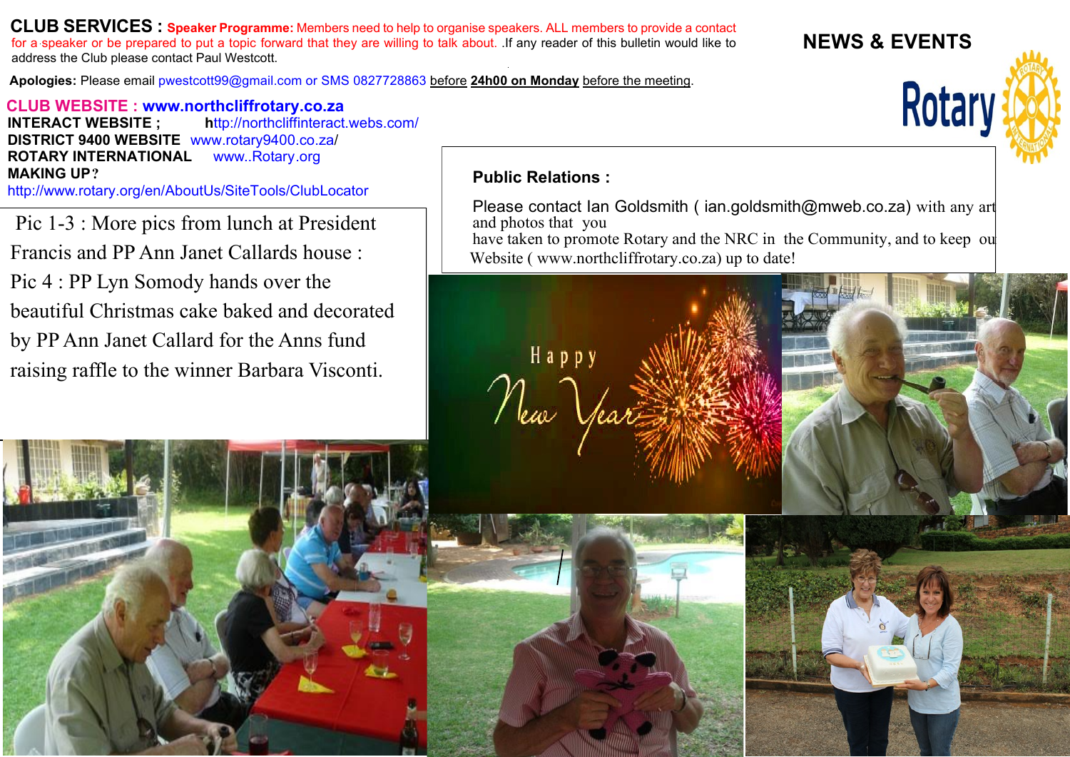**CLUB SERVICES : Speaker Programme:** Members need to help to organise speakers. ALL members to provide a contact for a speaker or be prepared to put a topic forward that they are willing to talk about. .If any reader of this bulletin would like to address the Club please contact Paul Westcott.

**Apologies:** Please email pwestcott99@gmail.com or SMS 0827728863 before **24h00 on Monday** before the meeting.

## NEWS & EVENTS

**CLUB WEBSITE : www.northcliffrotary.co.za**
**INTERACT WEBSITE ;** http://northcliffinteract.webs.com/
**DISTRICT 9400 WEBSITE** www.rotary9400.co.za/
**ROTARY INTERNATIONAL** www..Rotary.org
**MAKING UP?**
http://www.rotary.org/en/AboutUs/SiteTools/ClubLocator

**Public Relations :**

Please contact Ian Goldsmith ( ian.goldsmith@mweb.co.za) with any art and photos that you have taken to promote Rotary and the NRC in the Community, and to keep ou Website ( www.northcliffrotary.co.za) up to date!

Pic 1-3 : More pics from lunch at President Francis and PP Ann Janet Callards house : Pic 4 : PP Lyn Somody hands over the beautiful Christmas cake baked and decorated by PP Ann Janet Callard for the Anns fund raising raffle to the winner Barbara Visconti.